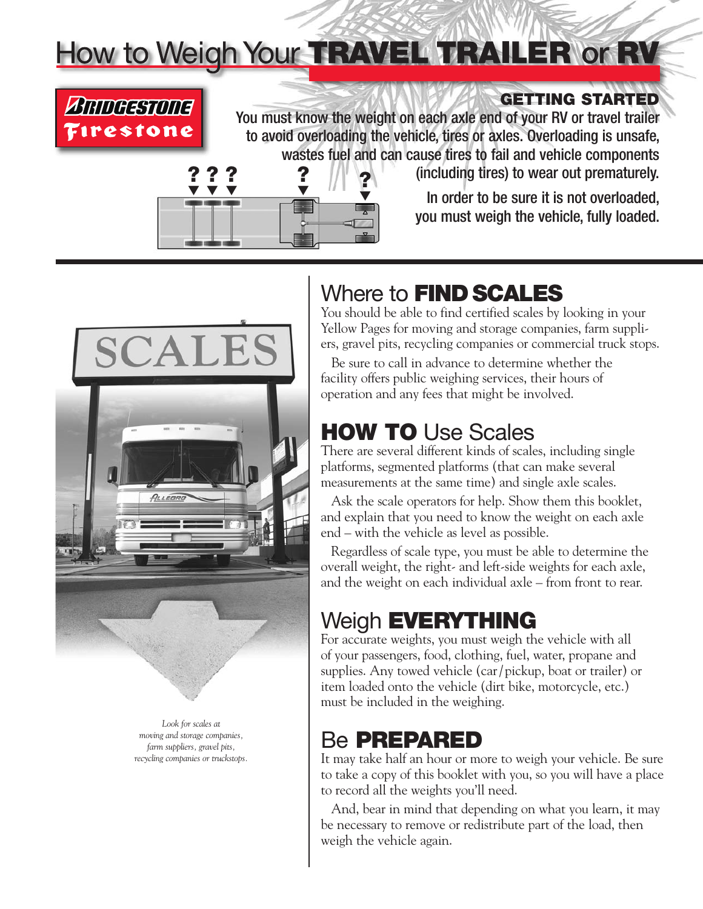# How to Weigh Your **TRAVEL TRAILER** or **RV**

**BRIDGESTONE Firestone**

## GETTING STARTED

You must know the weight on each axle end of your RV or travel trailer to avoid overloading the vehicle, tires or axles. Overloading is unsafe, wastes fuel and can cause tires to fail and vehicle components (including tires) to wear out prematurely.

In order to be sure it is not overloaded, you must weigh the vehicle, fully loaded.

*Look for scales at moving and storage companies, farm suppliers, gravel pits, recycling companies or truckstops.*

## Where to **FIND SCALES**

You should be able to find certified scales by looking in your Yellow Pages for moving and storage companies, farm suppliers, gravel pits, recycling companies or commercial truck stops.

Be sure to call in advance to determine whether the facility offers public weighing services, their hours of operation and any fees that might be involved.

## **HOW TO** Use Scales

There are several different kinds of scales, including single platforms, segmented platforms (that can make several measurements at the same time) and single axle scales.

Ask the scale operators for help. Show them this booklet, and explain that you need to know the weight on each axle end – with the vehicle as level as possible.

Regardless of scale type, you must be able to determine the overall weight, the right- and left-side weights for each axle, and the weight on each individual axle – from front to rear.

## Weigh **EVERYTHING**

For accurate weights, you must weigh the vehicle with all of your passengers, food, clothing, fuel, water, propane and supplies. Any towed vehicle (car/pickup, boat or trailer) or item loaded onto the vehicle (dirt bike, motorcycle, etc.) must be included in the weighing.

## Be **PREPARED**

It may take half an hour or more to weigh your vehicle. Be sure to take a copy of this booklet with you, so you will have a place to record all the weights you'll need.

And, bear in mind that depending on what you learn, it may be necessary to remove or redistribute part of the load, then weigh the vehicle again.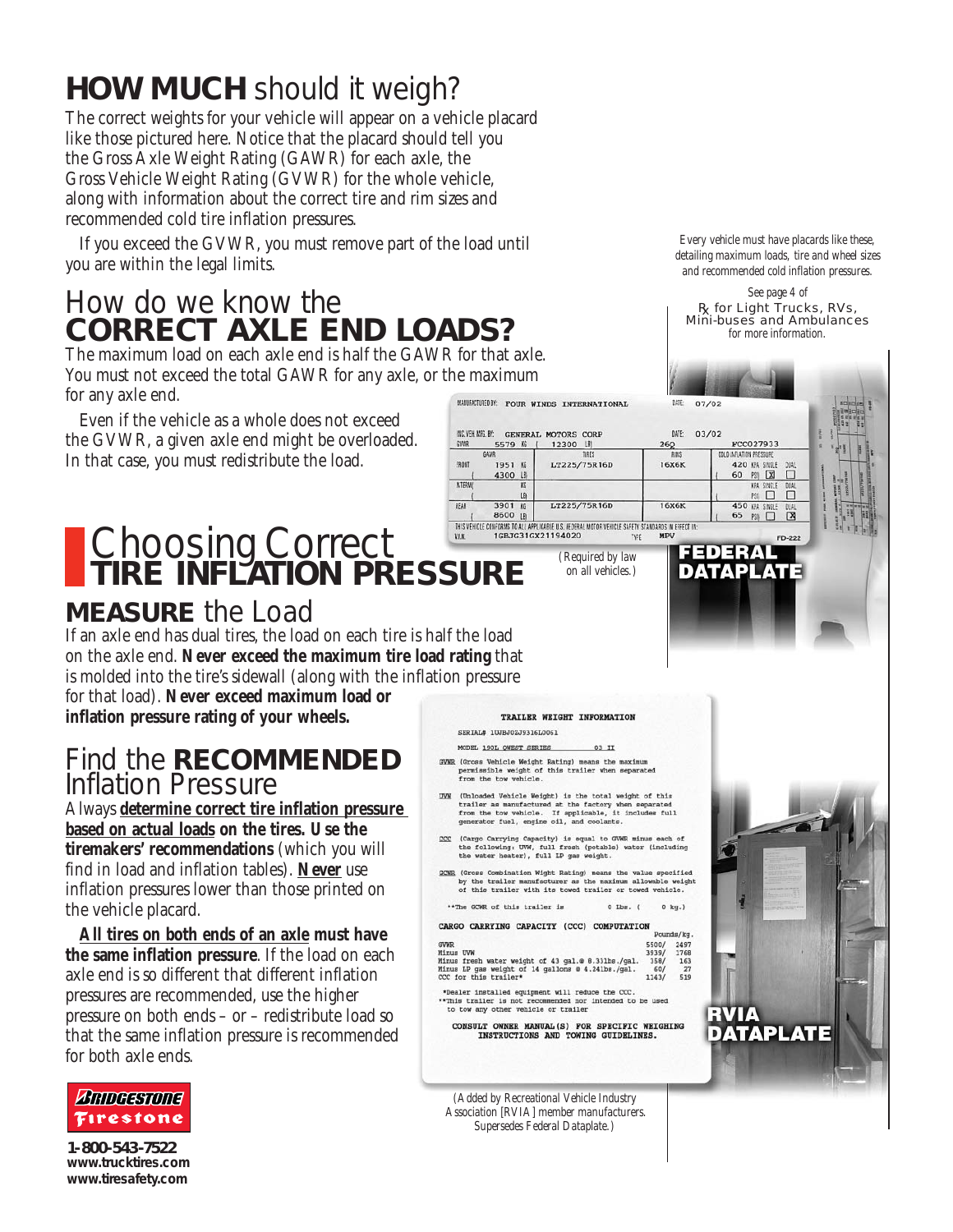# **HOW MUCH** should it weigh?

The correct weights for your vehicle will appear on a vehicle placard like those pictured here. Notice that the placard should tell you the Gross Axle Weight Rating (GAWR) for each axle, the Gross Vehicle Weight Rating (GVWR) for the whole vehicle, along with information about the correct tire and rim sizes and recommended cold tire inflation pressures.

If you exceed the GVWR, you must remove part of the load until you are within the legal limits.

## How do we know the **CORRECT AXLE END LOADS?**

The maximum load on each axle end is half the GAWR for that axle. You must not exceed the total GAWR for any axle, or the maximum for any axle end.

Even if the vehicle as a whole does not exceed the GVWR, a given axle end might be overloaded. In that case, you must redistribute the load.

# Choosing Correct **TIRE INFLATION PRESSURE**

## **MEASURE** the Load

If an axle end has dual tires, the load on each tire is half the load on the axle end. **Never exceed the maximum tire load rating** that is molded into the tire's sidewall (along with the inflation pressure for that load). **Never exceed maximum load or inflation pressure rating of your wheels.**

## Find the **RECOMMENDED** Inflation Pressure

Always **determine correct tire inflation pressure based on actual loads on the tires. Use the tiremakers' recommendations** (which you will find in load and inflation tables). **Never** use inflation pressures lower than those printed on the vehicle placard.

**All tires on both ends of an axle must have the same inflation pressure**. If the load on each axle end is so different that different inflation pressures are recommended, use the higher pressure on both ends – or – redistribute load so that the same inflation pressure is recommended for both axle ends.

Every vehicle must have placards like these, detailing maximum loads, tire and wheel sizes and recommended cold inflation pressures.

See page 4 of
℞ for Light Trucks, RVs, Mini-buses and Ambulances
for more information.

MANUFACTURED BY: FOUR WINDS INTERNATIONAL DATE: 07/02

INC. VEH. MFG. BY: GENERAL MOTORS CORP DATE: 03/02

| GVWR 5579 KG (12300 LB) | | 260 | FCC027933 |
|---|---|---|---|
| GAWR | TIRES | RIMS | COLD INFLATION PRESSURE |
| FRONT 1951 KG (4300 LB) | LT225/75R16D | 16X6K | 420 KPA (60 PSI) SINGLE [X] DUAL [ ] |
| INTERM KG LB | | | KPA PSI SINGLE [ ] DUAL [ ] |
| REAR 3901 KG (8600 LB) | LT225/75R16D | 16X6K | 450 KPA (65 PSI) SINGLE [ ] DUAL [X] |

THIS VEHICLE CONFORMS TO ALL APPLICABLE U.S. FEDERAL MOTOR VEHICLE SAFETY STANDARDS IN EFFECT IN:
V.I.N. 1GBJG31GX21194020 TYPE MPV FD-222

**FEDERAL DATAPLATE**

(Required by law on all vehicles.)

**TRAILER WEIGHT INFORMATION**

SERIAL# 1UJBJ02J9316L0061

MODEL 190L QWEST SERIES 03 II

GVWR (Gross Vehicle Weight Rating) means the maximum permissible weight of this trailer when separated from the tow vehicle.

UVW (Unloaded Vehicle Weight) is the total weight of this trailer as manufactured at the factory when separated from the tow vehicle. If applicable, it includes full generator fuel, engine oil, and coolants.

CCC (Cargo Carrying Capacity) is equal to GVWR minus each of the following: UVW, full fresh (potable) water (including the water heater), full LP gas weight.

GCWR (Gross Combination Wight Rating) means the value specified by the trailer manufacturer as the maximum allowable weight of this trailer with its towed trailer or towed vehicle.

**The GCWR of this trailer is 0 Lbs. ( 0 kg.)

**CARGO CARRYING CAPACITY (CCC) COMPUTATION**

| | Pounds/kg. | |
|---|---|---|
| GVWR | 5500/ | 2497 |
| Minus UVW | 3939/ | 1788 |
| Minus fresh water weight of 43 gal.@ 8.33lbs./gal. | 358/ | 163 |
| Minus LP gas weight of 14 gallons @ 4.24lbs./gal. | 60/ | 27 |
| CCC for this trailer* | 1143/ | 519 |

*Dealer installed equipment will reduce the CCC.
**This trailer is not recommended nor intended to be used to tow any other vehicle or trailer

CONSULT OWNER MANUAL(S) FOR SPECIFIC WEIGHING INSTRUCTIONS AND TOWING GUIDELINES.

**RVIA DATAPLATE**

(Added by Recreational Vehicle Industry Association [RVIA] member manufacturers. Supersedes Federal Dataplate.)

Bridgestone Firestone

**1-800-543-7522**
**www.trucktires.com**
**www.tiresafety.com**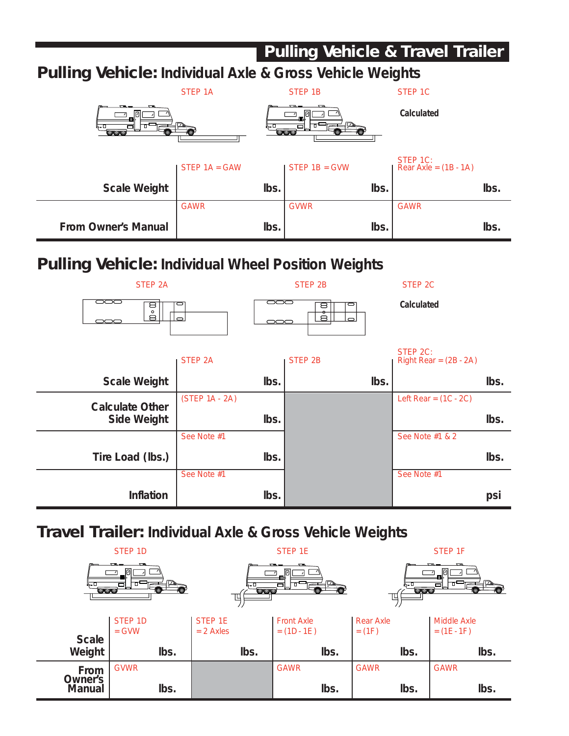# Pulling Vehicle & Travel Trailer

## Pulling Vehicle: Individual Axle & Gross Vehicle Weights

| | STEP 1A | STEP 1B | STEP 1C |
|---|---|---|---|
| | | | Calculated |
| **Scale Weight** | STEP 1A = GAW<br>lbs. | STEP 1B = GVW<br>lbs. | STEP 1C:<br>Rear Axle = (1B - 1A)<br>lbs. |
| **From Owner's Manual** | GAWR<br>lbs. | GVWR<br>lbs. | GAWR<br>lbs. |

## Pulling Vehicle: Individual Wheel Position Weights

| | STEP 2A | STEP 2B | STEP 2C |
|---|---|---|---|
| | | | Calculated |
| **Scale Weight** | STEP 2A<br>lbs. | STEP 2B<br>lbs. | STEP 2C:<br>Right Rear = (2B - 2A)<br>lbs. |
| **Calculate Other Side Weight** | (STEP 1A - 2A)<br>lbs. | | Left Rear = (1C - 2C)<br>lbs. |
| **Tire Load (lbs.)** | See Note #1<br>lbs. | | See Note #1 & 2<br>lbs. |
| **Inflation** | See Note #1<br>lbs. | | See Note #1<br>psi |

## Travel Trailer: Individual Axle & Gross Vehicle Weights

| | STEP 1D | STEP 1E | | STEP 1F | |
|---|---|---|---|---|---|
| **Scale Weight** | STEP 1D = GVW<br>lbs. | STEP 1E = 2 Axles<br>lbs. | Front Axle = (1D - 1E)<br>lbs. | Rear Axle = (1F)<br>lbs. | Middle Axle = (1E - 1F)<br>lbs. |
| **From Owner's Manual** | GVWR<br>lbs. | | GAWR<br>lbs. | GAWR<br>lbs. | GAWR<br>lbs. |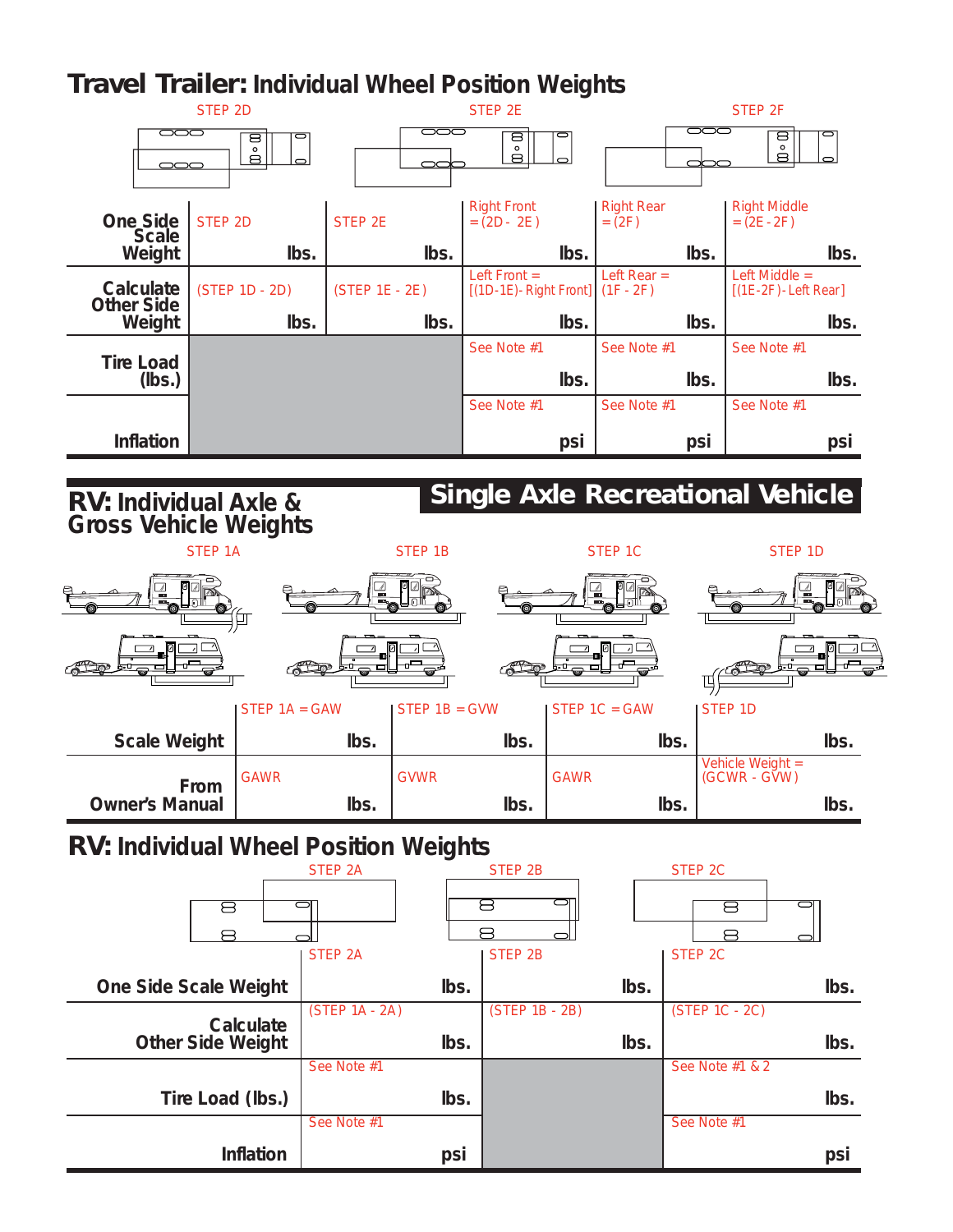# Travel Trailer: Individual Wheel Position Weights

| | STEP 2D | STEP 2E | | STEP 2F | |
|---|---|---|---|---|---|
| **One Side Scale Weight** | STEP 2D **lbs.** | STEP 2E **lbs.** | Right Front = (2D - 2E) **lbs.** | Right Rear = (2F) **lbs.** | Right Middle = (2E - 2F) **lbs.** |
| **Calculate Other Side Weight** | (STEP 1D - 2D) **lbs.** | (STEP 1E - 2E) **lbs.** | Left Front = [(1D-1E)- Right Front] **lbs.** | Left Rear = (1F - 2F) **lbs.** | Left Middle = [(1E-2F)- Left Rear] **lbs.** |
| **Tire Load (lbs.)** | | | See Note #1 **lbs.** | See Note #1 **lbs.** | See Note #1 **lbs.** |
| **Inflation** | | | See Note #1 **psi** | See Note #1 **psi** | See Note #1 **psi** |

# RV: Individual Axle & Gross Vehicle Weights

## Single Axle Recreational Vehicle

| | STEP 1A | STEP 1B | STEP 1C | STEP 1D |
|---|---|---|---|---|
| **Scale Weight** | STEP 1A = GAW **lbs.** | STEP 1B = GVW **lbs.** | STEP 1C = GAW **lbs.** | STEP 1D **lbs.** |
| **From Owner's Manual** | GAWR **lbs.** | GVWR **lbs.** | GAWR **lbs.** | Vehicle Weight = (GCWR - GVW) **lbs.** |

# RV: Individual Wheel Position Weights

| | STEP 2A | STEP 2B | STEP 2C |
|---|---|---|---|
| **One Side Scale Weight** | STEP 2A **lbs.** | STEP 2B **lbs.** | STEP 2C **lbs.** |
| **Calculate Other Side Weight** | (STEP 1A - 2A) **lbs.** | (STEP 1B - 2B) **lbs.** | (STEP 1C - 2C) **lbs.** |
| **Tire Load (lbs.)** | See Note #1 **lbs.** | | See Note #1 & 2 **lbs.** |
| **Inflation** | See Note #1 **psi** | | See Note #1 **psi** |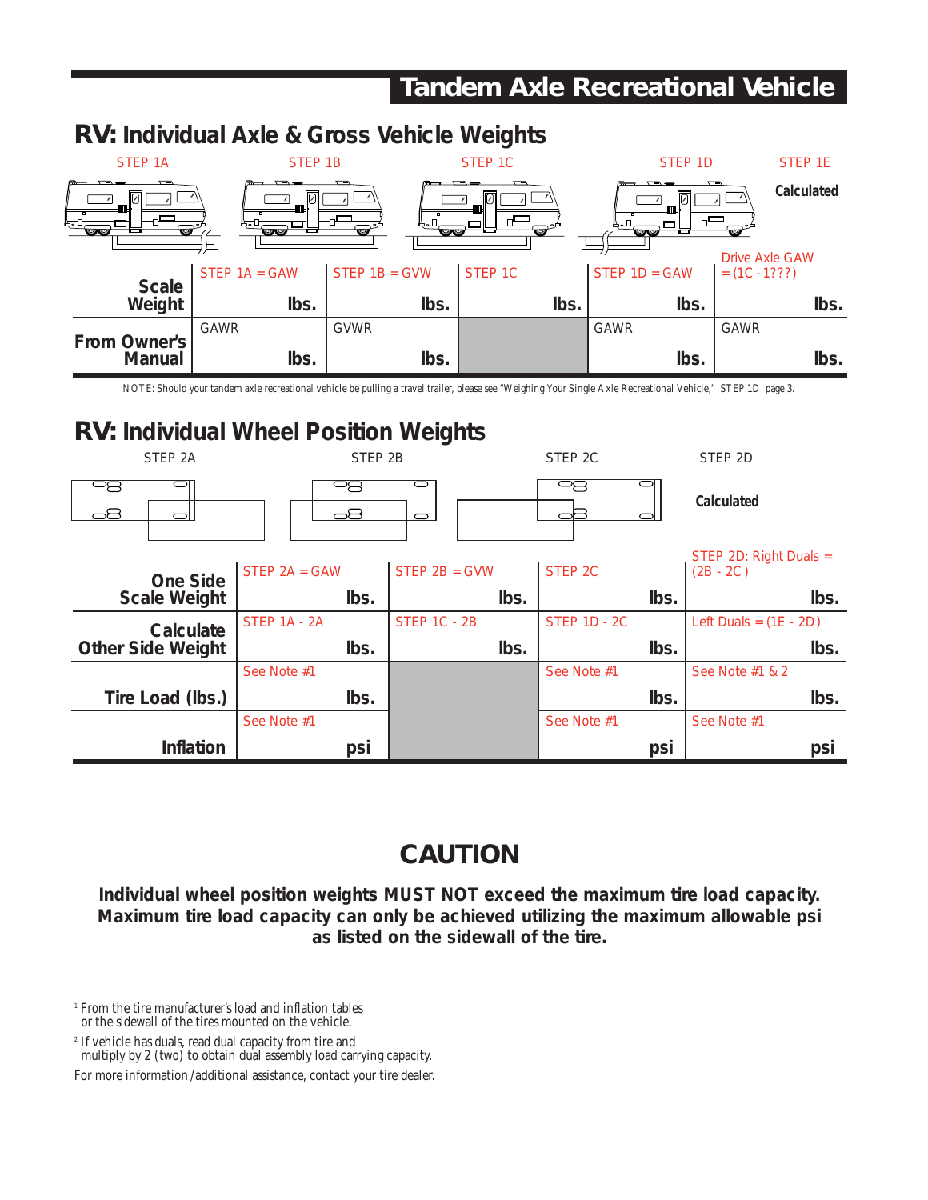# Tandem Axle Recreational Vehicle

## RV: Individual Axle & Gross Vehicle Weights

| | STEP 1A | STEP 1B | STEP 1C | STEP 1D | STEP 1E Calculated |
|---|---|---|---|---|---|
| **Scale Weight** | STEP 1A = GAW lbs. | STEP 1B = GVW lbs. | STEP 1C lbs. | STEP 1D = GAW lbs. | Drive Axle GAW = (1C - 1???) lbs. |
| **From Owner's Manual** | GAWR lbs. | GVWR lbs. | | GAWR lbs. | GAWR lbs. |

NOTE: Should your tandem axle recreational vehicle be pulling a travel trailer, please see "Weighing Your Single Axle Recreational Vehicle," STEP 1D page 3.

## RV: Individual Wheel Position Weights

| | STEP 2A | STEP 2B | STEP 2C | STEP 2D Calculated |
|---|---|---|---|---|
| **One Side Scale Weight** | STEP 2A = GAW lbs. | STEP 2B = GVW lbs. | STEP 2C lbs. | STEP 2D: Right Duals = (2B - 2C) lbs. |
| **Calculate Other Side Weight** | STEP 1A - 2A lbs. | STEP 1C - 2B lbs. | STEP 1D - 2C lbs. | Left Duals = (1E - 2D) lbs. |
| **Tire Load (lbs.)** | See Note #1 lbs. | | See Note #1 lbs. | See Note #1 & 2 lbs. |
| **Inflation** | See Note #1 psi | | See Note #1 psi | See Note #1 psi |

## CAUTION

**Individual wheel position weights MUST NOT exceed the maximum tire load capacity. Maximum tire load capacity can only be achieved utilizing the maximum allowable psi as listed on the sidewall of the tire.**

[1] From the tire manufacturer's load and inflation tables or the sidewall of the tires mounted on the vehicle.

[2] If vehicle has duals, read dual capacity from tire and multiply by 2 (two) to obtain dual assembly load carrying capacity.

For more information /additional assistance, contact your tire dealer.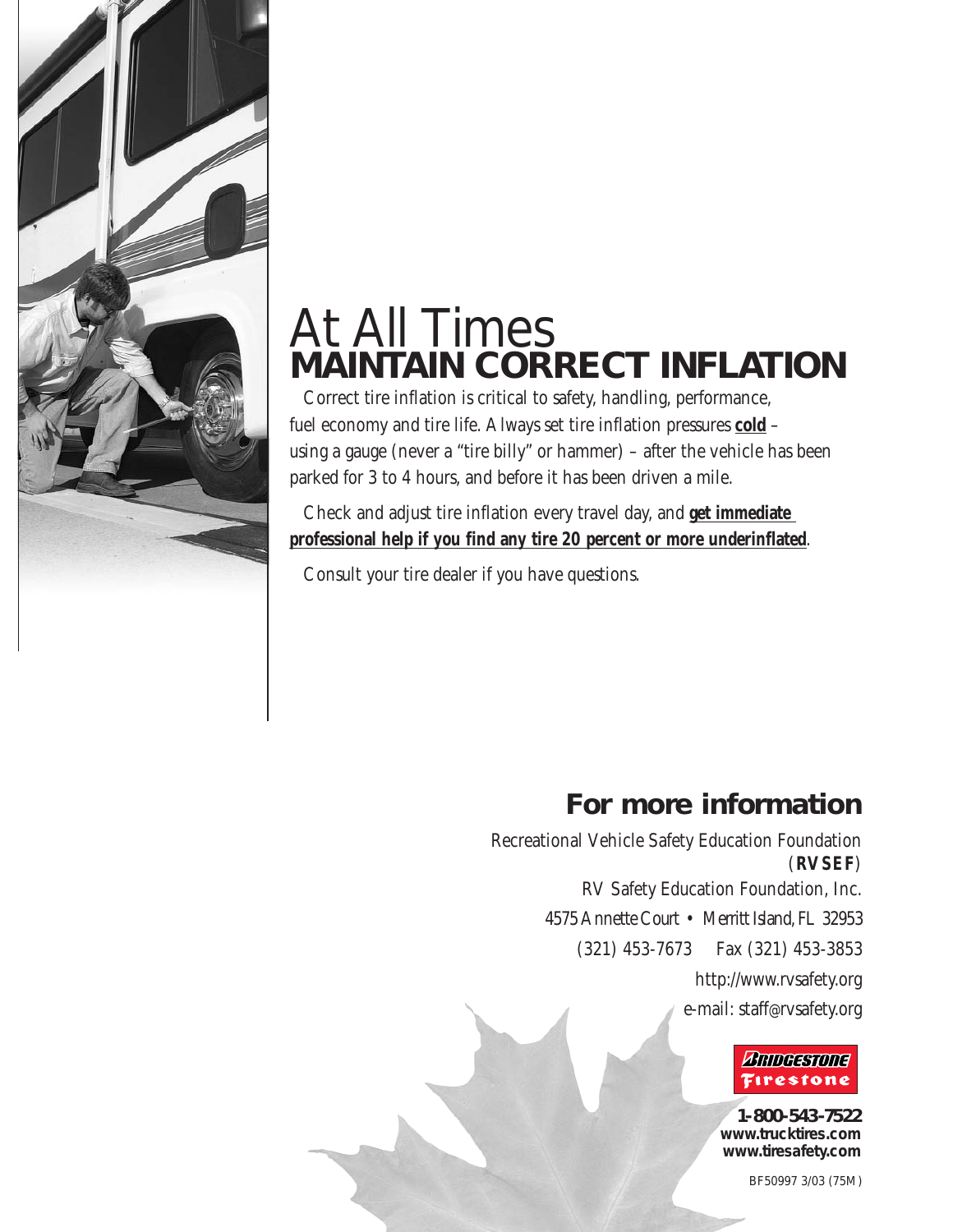# At All Times
# MAINTAIN CORRECT INFLATION

Correct tire inflation is critical to safety, handling, performance, fuel economy and tire life. Always set tire inflation pressures **cold** – using a gauge (never a "tire billy" or hammer) – after the vehicle has been parked for 3 to 4 hours, and before it has been driven a mile.

Check and adjust tire inflation every travel day, and **get immediate professional help if you find any tire 20 percent or more underinflated**.

Consult your tire dealer if you have questions.

## For more information

Recreational Vehicle Safety Education Foundation (**RVSEF**)

RV Safety Education Foundation, Inc.

4575 Annette Court • Merritt Island, FL 32953

(321) 453-7673 Fax (321) 453-3853

http://www.rvsafety.org

e-mail: staff@rvsafety.org

Bridgestone Firestone

**1-800-543-7522**
**www.trucktires.com**
**www.tiresafety.com**

BF50997 3/03 (75M)